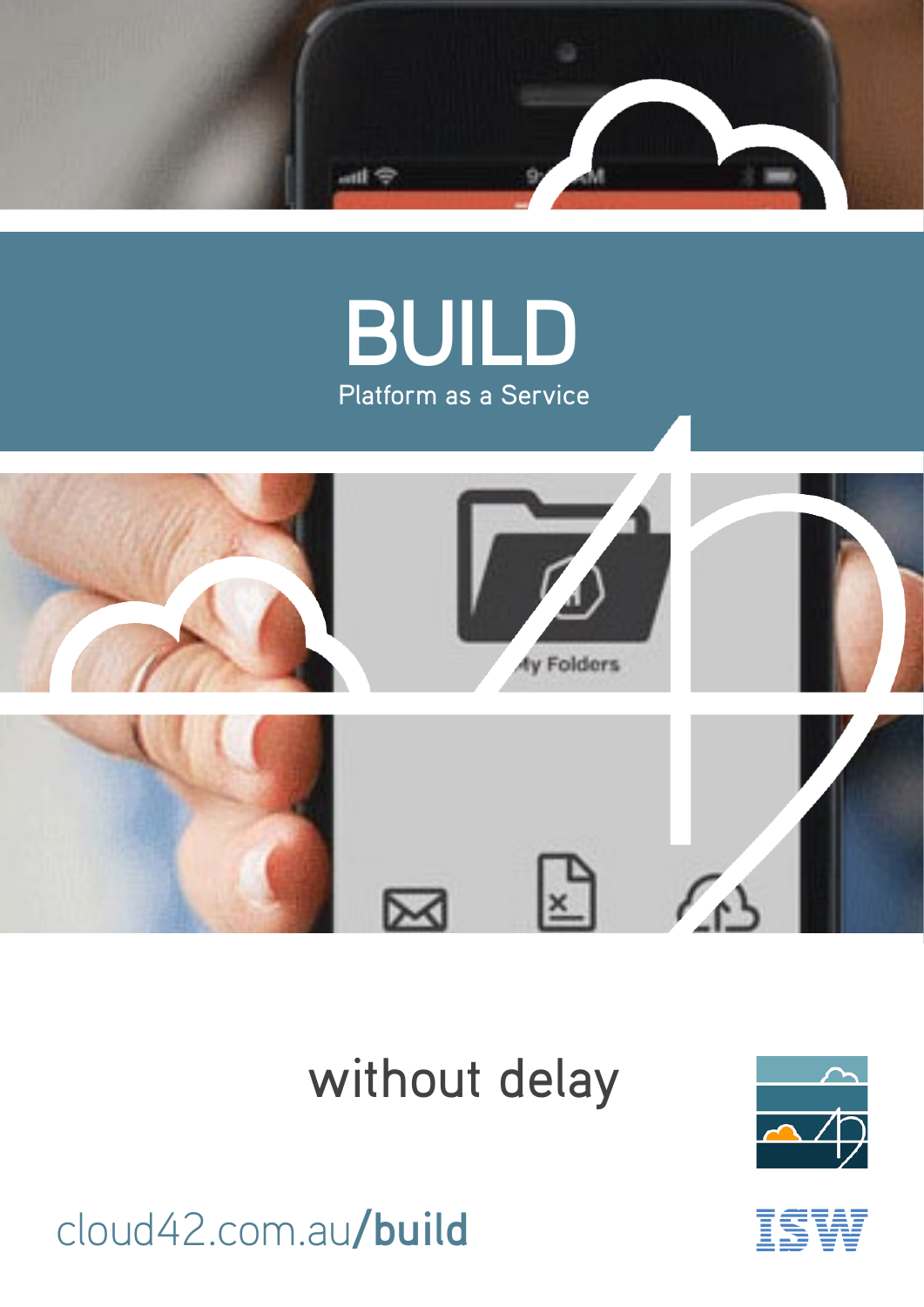# BUILD

Platform as a Service

without delay

cloud42.com.au/**build**

ISW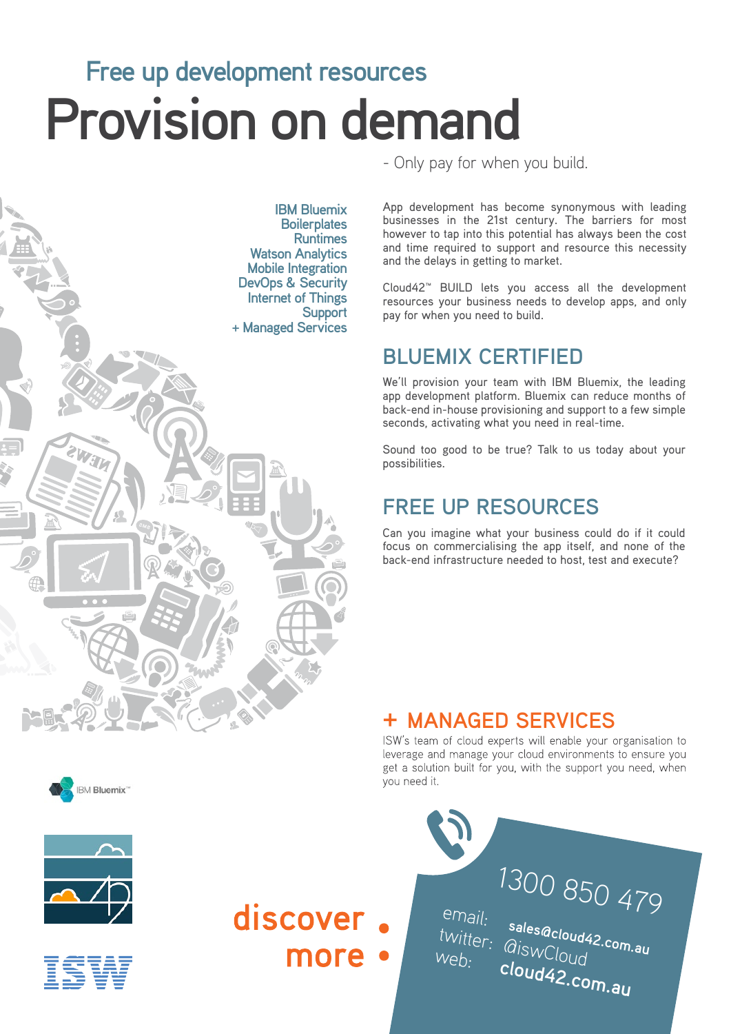## Free up development resources

# Provision on demand

- Only pay for when you build.

IBM Bluemix
Boilerplates
Runtimes
Watson Analytics
Mobile Integration
DevOps & Security
Internet of Things
Support
+ Managed Services

App development has become synonymous with leading businesses in the 21st century. The barriers for most however to tap into this potential has always been the cost and time required to support and resource this necessity and the delays in getting to market.

Cloud42™ BUILD lets you access all the development resources your business needs to develop apps, and only pay for when you need to build.

## BLUEMIX CERTIFIED

We'll provision your team with IBM Bluemix, the leading app development platform. Bluemix can reduce months of back-end in-house provisioning and support to a few simple seconds, activating what you need in real-time.

Sound too good to be true? Talk to us today about your possibilities.

## FREE UP RESOURCES

Can you imagine what your business could do if it could focus on commercialising the app itself, and none of the back-end infrastructure needed to host, test and execute?

## + MANAGED SERVICES

ISW's team of cloud experts will enable your organisation to leverage and manage your cloud environments to ensure you get a solution built for you, with the support you need, when you need it.

IBM Bluemix™

ISW

discover more

1300 850 479

email: sales@cloud42.com.au
twitter: @iswCloud
web: cloud42.com.au